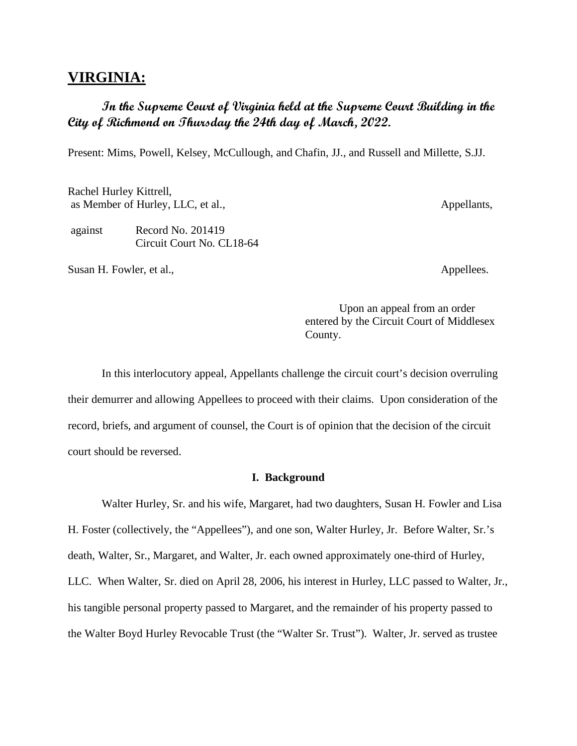# VIRGINIA:

***In the Supreme Court of Virginia held at the Supreme Court Building in the City of Richmond on Thursday the 24th day of March, 2022.***

Present: Mims, Powell, Kelsey, McCullough, and Chafin, JJ., and Russell and Millette, S.JJ.

Rachel Hurley Kittrell,
as Member of Hurley, LLC, et al., Appellants,

against Record No. 201419
Circuit Court No. CL18-64

Susan H. Fowler, et al., Appellees.

Upon an appeal from an order entered by the Circuit Court of Middlesex County.

In this interlocutory appeal, Appellants challenge the circuit court's decision overruling their demurrer and allowing Appellees to proceed with their claims. Upon consideration of the record, briefs, and argument of counsel, the Court is of opinion that the decision of the circuit court should be reversed.

### I. Background

Walter Hurley, Sr. and his wife, Margaret, had two daughters, Susan H. Fowler and Lisa H. Foster (collectively, the "Appellees"), and one son, Walter Hurley, Jr. Before Walter, Sr.'s death, Walter, Sr., Margaret, and Walter, Jr. each owned approximately one-third of Hurley, LLC. When Walter, Sr. died on April 28, 2006, his interest in Hurley, LLC passed to Walter, Jr., his tangible personal property passed to Margaret, and the remainder of his property passed to the Walter Boyd Hurley Revocable Trust (the "Walter Sr. Trust"). Walter, Jr. served as trustee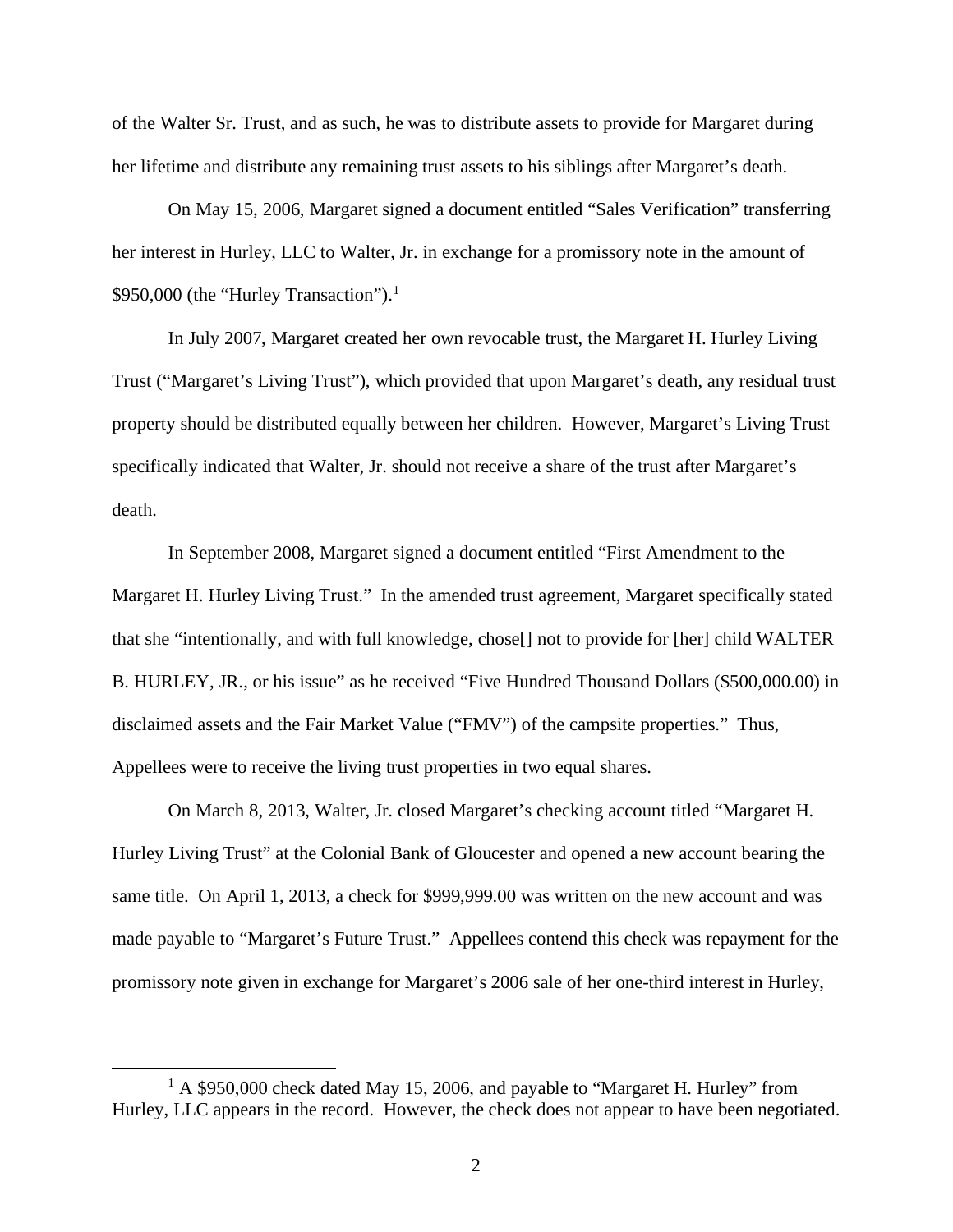of the Walter Sr. Trust, and as such, he was to distribute assets to provide for Margaret during her lifetime and distribute any remaining trust assets to his siblings after Margaret's death.

On May 15, 2006, Margaret signed a document entitled "Sales Verification" transferring her interest in Hurley, LLC to Walter, Jr. in exchange for a promissory note in the amount of $950,000 (the "Hurley Transaction").[1]

In July 2007, Margaret created her own revocable trust, the Margaret H. Hurley Living Trust ("Margaret's Living Trust"), which provided that upon Margaret's death, any residual trust property should be distributed equally between her children. However, Margaret's Living Trust specifically indicated that Walter, Jr. should not receive a share of the trust after Margaret's death.

In September 2008, Margaret signed a document entitled "First Amendment to the Margaret H. Hurley Living Trust." In the amended trust agreement, Margaret specifically stated that she "intentionally, and with full knowledge, chose[] not to provide for [her] child WALTER B. HURLEY, JR., or his issue" as he received "Five Hundred Thousand Dollars ($500,000.00) in disclaimed assets and the Fair Market Value ("FMV") of the campsite properties." Thus, Appellees were to receive the living trust properties in two equal shares.

On March 8, 2013, Walter, Jr. closed Margaret's checking account titled "Margaret H. Hurley Living Trust" at the Colonial Bank of Gloucester and opened a new account bearing the same title. On April 1, 2013, a check for $999,999.00 was written on the new account and was made payable to "Margaret's Future Trust." Appellees contend this check was repayment for the promissory note given in exchange for Margaret's 2006 sale of her one-third interest in Hurley,

[1] A $950,000 check dated May 15, 2006, and payable to "Margaret H. Hurley" from Hurley, LLC appears in the record. However, the check does not appear to have been negotiated.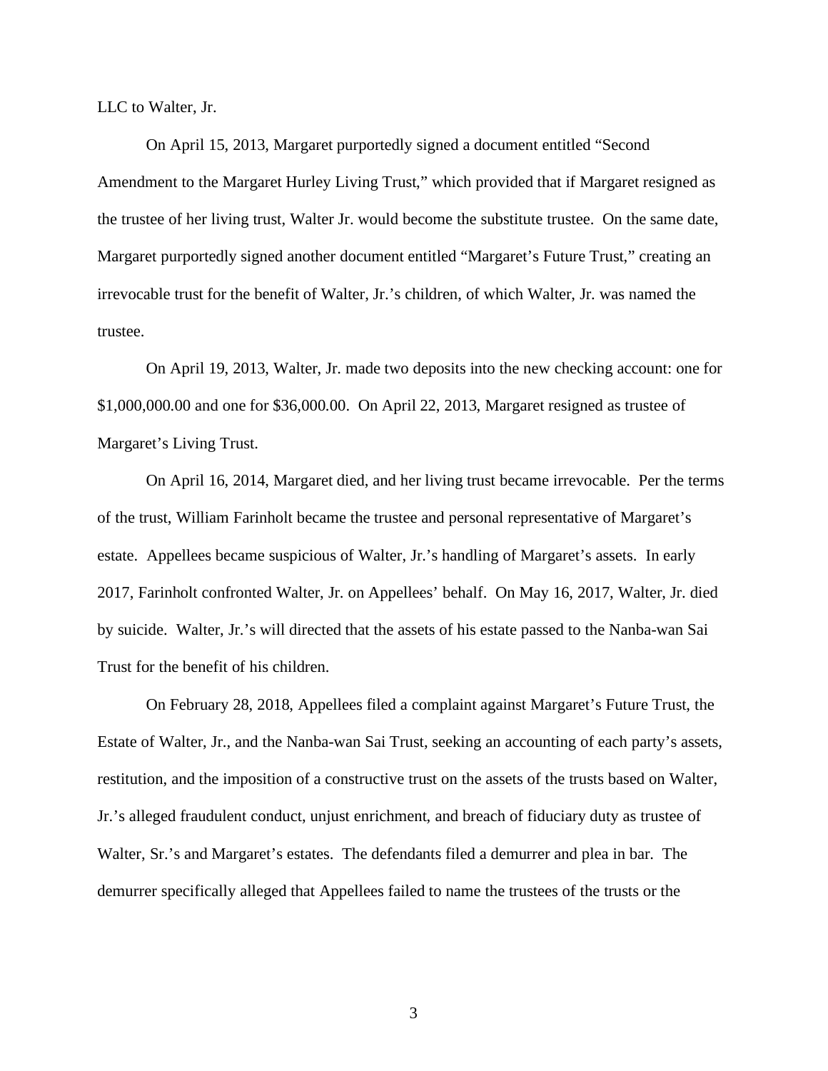LLC to Walter, Jr.

On April 15, 2013, Margaret purportedly signed a document entitled "Second Amendment to the Margaret Hurley Living Trust," which provided that if Margaret resigned as the trustee of her living trust, Walter Jr. would become the substitute trustee. On the same date, Margaret purportedly signed another document entitled "Margaret's Future Trust," creating an irrevocable trust for the benefit of Walter, Jr.'s children, of which Walter, Jr. was named the trustee.

On April 19, 2013, Walter, Jr. made two deposits into the new checking account: one for \$1,000,000.00 and one for \$36,000.00. On April 22, 2013, Margaret resigned as trustee of Margaret's Living Trust.

On April 16, 2014, Margaret died, and her living trust became irrevocable. Per the terms of the trust, William Farinholt became the trustee and personal representative of Margaret's estate. Appellees became suspicious of Walter, Jr.'s handling of Margaret's assets. In early 2017, Farinholt confronted Walter, Jr. on Appellees' behalf. On May 16, 2017, Walter, Jr. died by suicide. Walter, Jr.'s will directed that the assets of his estate passed to the Nanba-wan Sai Trust for the benefit of his children.

On February 28, 2018, Appellees filed a complaint against Margaret's Future Trust, the Estate of Walter, Jr., and the Nanba-wan Sai Trust, seeking an accounting of each party's assets, restitution, and the imposition of a constructive trust on the assets of the trusts based on Walter, Jr.'s alleged fraudulent conduct, unjust enrichment, and breach of fiduciary duty as trustee of Walter, Sr.'s and Margaret's estates. The defendants filed a demurrer and plea in bar. The demurrer specifically alleged that Appellees failed to name the trustees of the trusts or the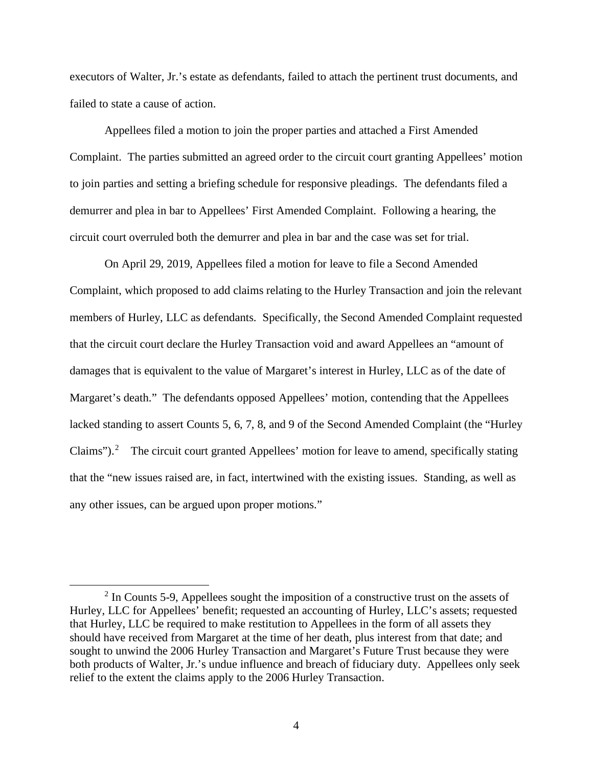executors of Walter, Jr.'s estate as defendants, failed to attach the pertinent trust documents, and failed to state a cause of action.

Appellees filed a motion to join the proper parties and attached a First Amended Complaint. The parties submitted an agreed order to the circuit court granting Appellees' motion to join parties and setting a briefing schedule for responsive pleadings. The defendants filed a demurrer and plea in bar to Appellees' First Amended Complaint. Following a hearing, the circuit court overruled both the demurrer and plea in bar and the case was set for trial.

On April 29, 2019, Appellees filed a motion for leave to file a Second Amended Complaint, which proposed to add claims relating to the Hurley Transaction and join the relevant members of Hurley, LLC as defendants. Specifically, the Second Amended Complaint requested that the circuit court declare the Hurley Transaction void and award Appellees an "amount of damages that is equivalent to the value of Margaret's interest in Hurley, LLC as of the date of Margaret's death." The defendants opposed Appellees' motion, contending that the Appellees lacked standing to assert Counts 5, 6, 7, 8, and 9 of the Second Amended Complaint (the "Hurley Claims").[2] The circuit court granted Appellees' motion for leave to amend, specifically stating that the "new issues raised are, in fact, intertwined with the existing issues. Standing, as well as any other issues, can be argued upon proper motions."

---

[2] In Counts 5-9, Appellees sought the imposition of a constructive trust on the assets of Hurley, LLC for Appellees' benefit; requested an accounting of Hurley, LLC's assets; requested that Hurley, LLC be required to make restitution to Appellees in the form of all assets they should have received from Margaret at the time of her death, plus interest from that date; and sought to unwind the 2006 Hurley Transaction and Margaret's Future Trust because they were both products of Walter, Jr.'s undue influence and breach of fiduciary duty. Appellees only seek relief to the extent the claims apply to the 2006 Hurley Transaction.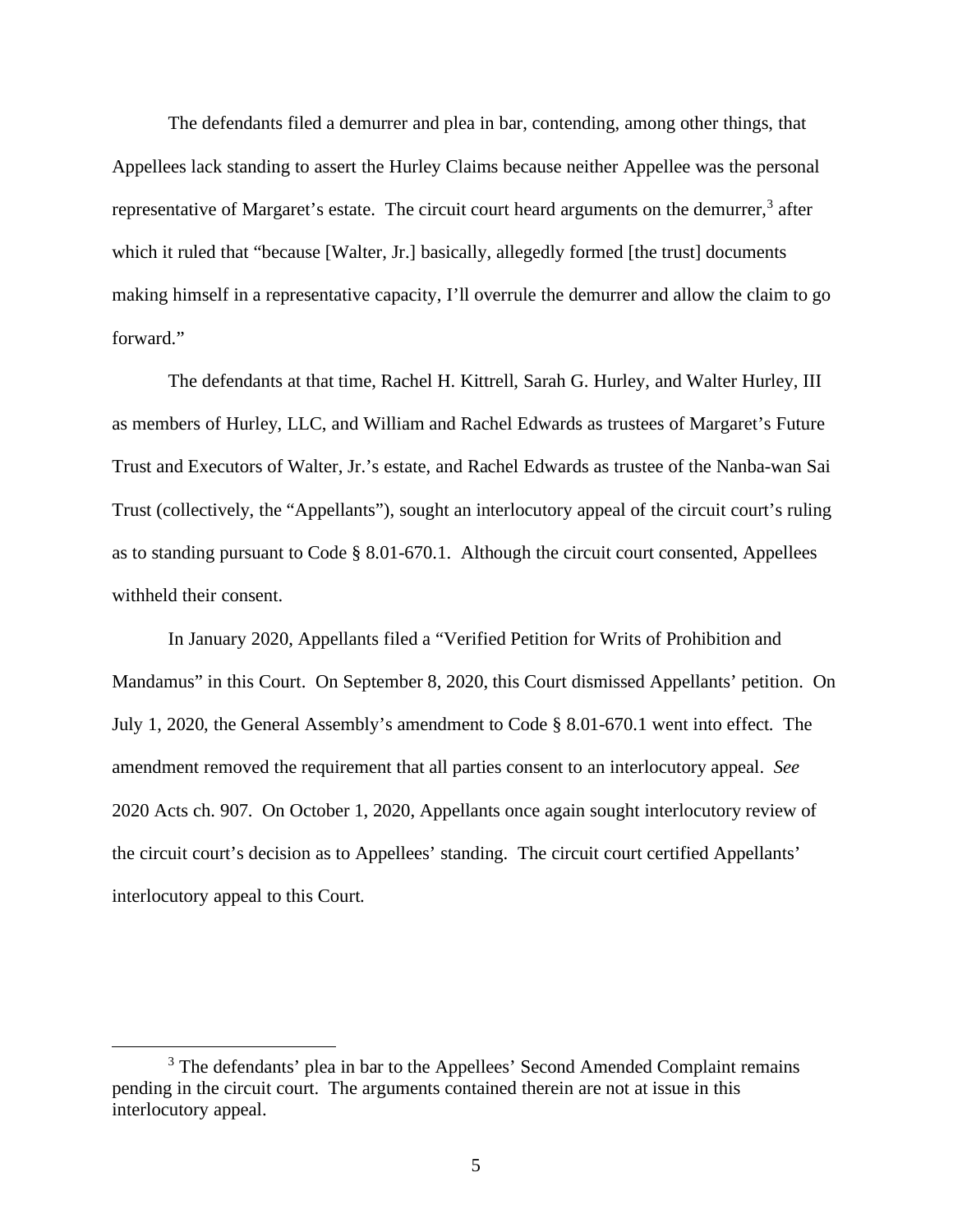The defendants filed a demurrer and plea in bar, contending, among other things, that Appellees lack standing to assert the Hurley Claims because neither Appellee was the personal representative of Margaret's estate. The circuit court heard arguments on the demurrer,[3] after which it ruled that "because [Walter, Jr.] basically, allegedly formed [the trust] documents making himself in a representative capacity, I'll overrule the demurrer and allow the claim to go forward."

The defendants at that time, Rachel H. Kittrell, Sarah G. Hurley, and Walter Hurley, III as members of Hurley, LLC, and William and Rachel Edwards as trustees of Margaret's Future Trust and Executors of Walter, Jr.'s estate, and Rachel Edwards as trustee of the Nanba-wan Sai Trust (collectively, the "Appellants"), sought an interlocutory appeal of the circuit court's ruling as to standing pursuant to Code § 8.01-670.1. Although the circuit court consented, Appellees withheld their consent.

In January 2020, Appellants filed a "Verified Petition for Writs of Prohibition and Mandamus" in this Court. On September 8, 2020, this Court dismissed Appellants' petition. On July 1, 2020, the General Assembly's amendment to Code § 8.01-670.1 went into effect. The amendment removed the requirement that all parties consent to an interlocutory appeal. *See* 2020 Acts ch. 907. On October 1, 2020, Appellants once again sought interlocutory review of the circuit court's decision as to Appellees' standing. The circuit court certified Appellants' interlocutory appeal to this Court.

[3] The defendants' plea in bar to the Appellees' Second Amended Complaint remains pending in the circuit court. The arguments contained therein are not at issue in this interlocutory appeal.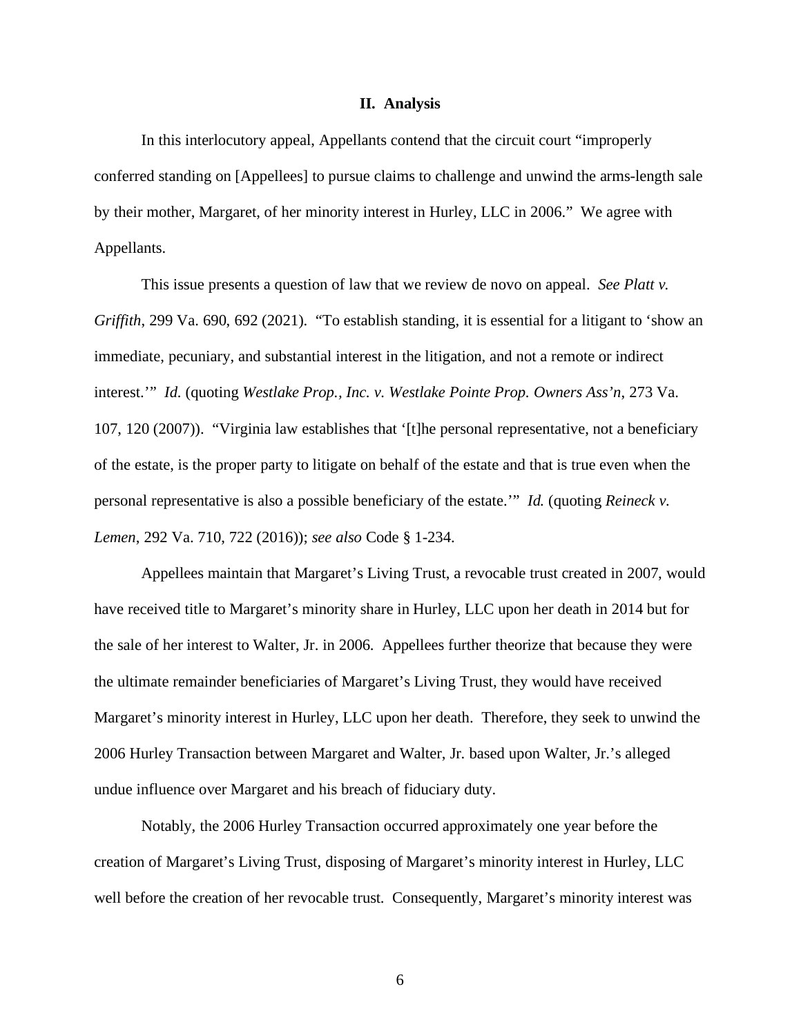## II. Analysis

In this interlocutory appeal, Appellants contend that the circuit court "improperly conferred standing on [Appellees] to pursue claims to challenge and unwind the arms-length sale by their mother, Margaret, of her minority interest in Hurley, LLC in 2006." We agree with Appellants.

This issue presents a question of law that we review de novo on appeal. *See Platt v. Griffith*, 299 Va. 690, 692 (2021). "To establish standing, it is essential for a litigant to 'show an immediate, pecuniary, and substantial interest in the litigation, and not a remote or indirect interest.'" *Id.* (quoting *Westlake Prop., Inc. v. Westlake Pointe Prop. Owners Ass'n*, 273 Va. 107, 120 (2007)). "Virginia law establishes that '[t]he personal representative, not a beneficiary of the estate, is the proper party to litigate on behalf of the estate and that is true even when the personal representative is also a possible beneficiary of the estate.'" *Id.* (quoting *Reineck v. Lemen*, 292 Va. 710, 722 (2016)); *see also* Code § 1-234.

Appellees maintain that Margaret's Living Trust, a revocable trust created in 2007, would have received title to Margaret's minority share in Hurley, LLC upon her death in 2014 but for the sale of her interest to Walter, Jr. in 2006. Appellees further theorize that because they were the ultimate remainder beneficiaries of Margaret's Living Trust, they would have received Margaret's minority interest in Hurley, LLC upon her death. Therefore, they seek to unwind the 2006 Hurley Transaction between Margaret and Walter, Jr. based upon Walter, Jr.'s alleged undue influence over Margaret and his breach of fiduciary duty.

Notably, the 2006 Hurley Transaction occurred approximately one year before the creation of Margaret's Living Trust, disposing of Margaret's minority interest in Hurley, LLC well before the creation of her revocable trust. Consequently, Margaret's minority interest was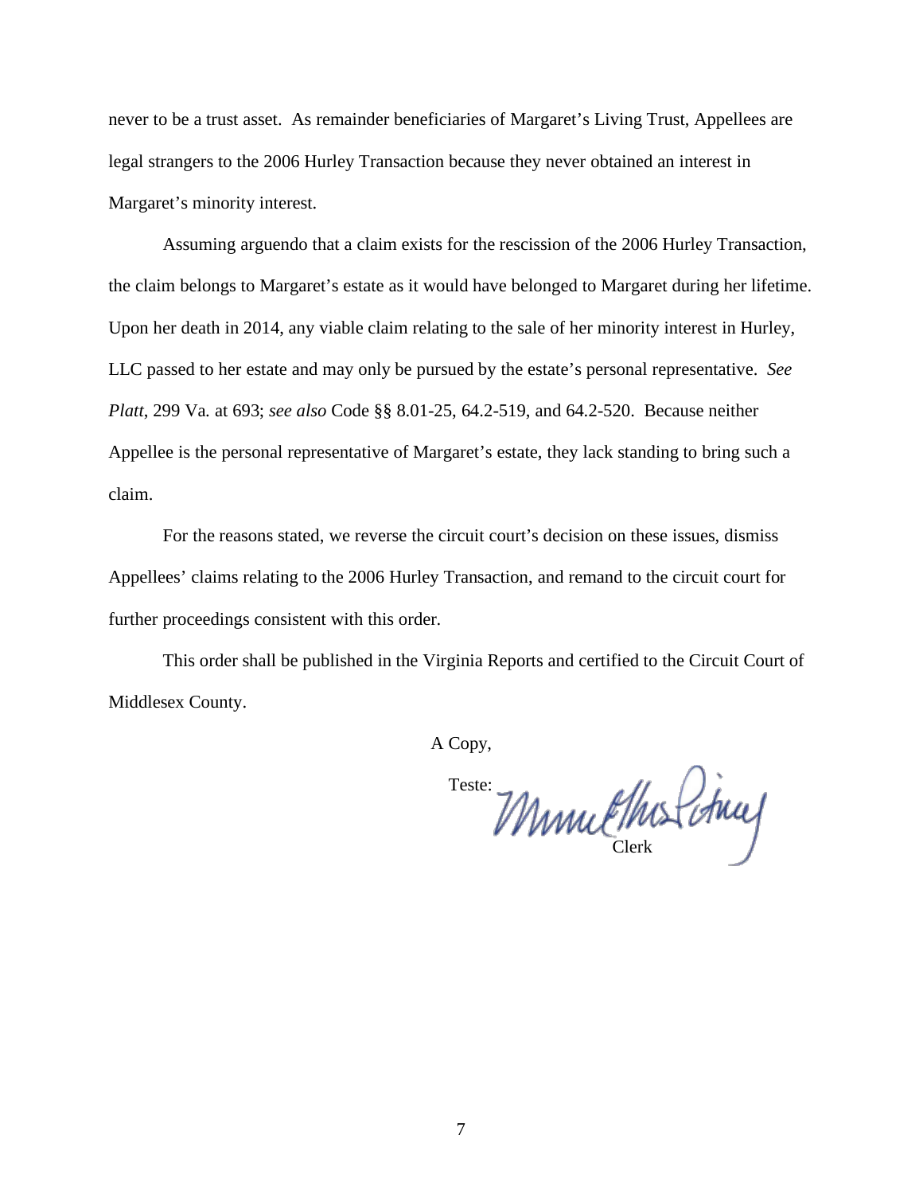never to be a trust asset. As remainder beneficiaries of Margaret's Living Trust, Appellees are legal strangers to the 2006 Hurley Transaction because they never obtained an interest in Margaret's minority interest.

Assuming arguendo that a claim exists for the rescission of the 2006 Hurley Transaction, the claim belongs to Margaret's estate as it would have belonged to Margaret during her lifetime. Upon her death in 2014, any viable claim relating to the sale of her minority interest in Hurley, LLC passed to her estate and may only be pursued by the estate's personal representative. *See Platt*, 299 Va. at 693; *see also* Code §§ 8.01-25, 64.2-519, and 64.2-520. Because neither Appellee is the personal representative of Margaret's estate, they lack standing to bring such a claim.

For the reasons stated, we reverse the circuit court's decision on these issues, dismiss Appellees' claims relating to the 2006 Hurley Transaction, and remand to the circuit court for further proceedings consistent with this order.

This order shall be published in the Virginia Reports and certified to the Circuit Court of Middlesex County.

A Copy,

Teste:

Clerk